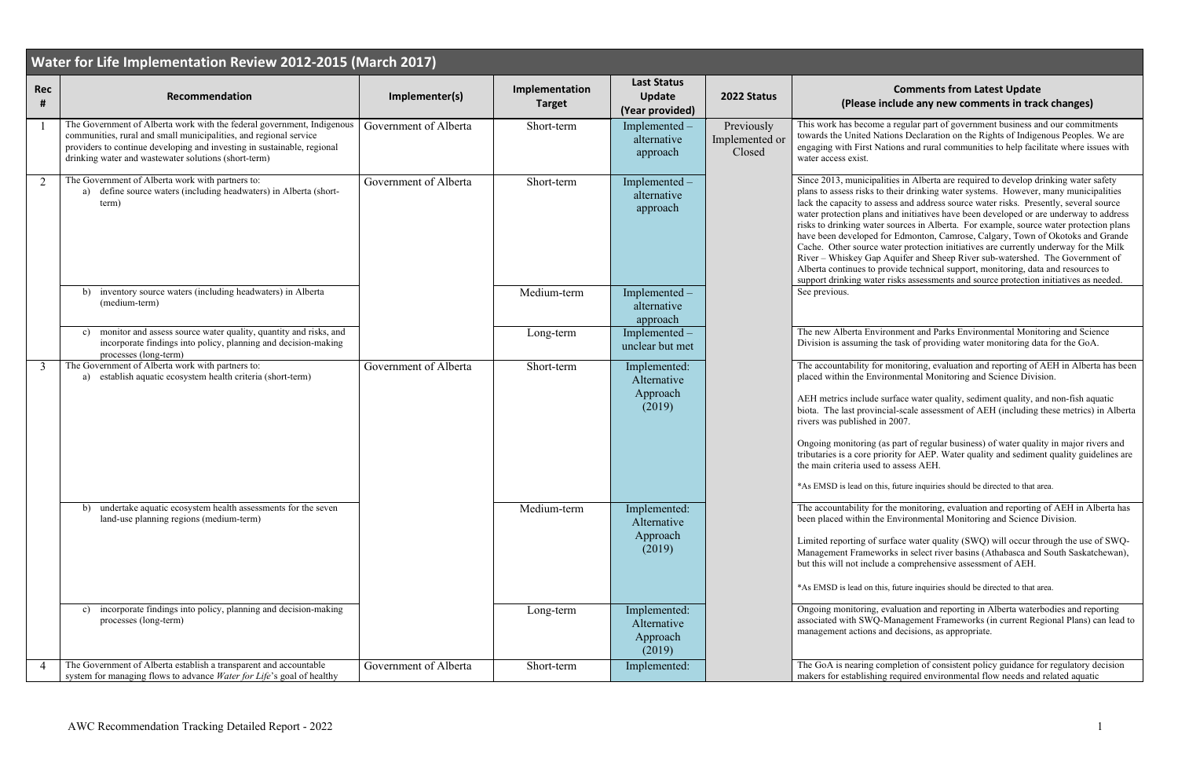## Water for Life Implementation Review 2012-2015 (March 2017)

| Rec # | Recommendation | Implementer(s) | Implementation Target | Last Status Update (Year provided) | 2022 Status | Comments from Latest Update (Please include any new comments in track changes) |
|---|---|---|---|---|---|---|
| 1 | The Government of Alberta work with the federal government, Indigenous communities, rural and small municipalities, and regional service providers to continue developing and investing in sustainable, regional drinking water and wastewater solutions (short-term) | Government of Alberta | Short-term | Implemented – alternative approach | Previously Implemented or Closed | This work has become a regular part of government business and our commitments towards the United Nations Declaration on the Rights of Indigenous Peoples. We are engaging with First Nations and rural communities to help facilitate where issues with water access exist. |
| 2 | The Government of Alberta work with partners to: a) define source waters (including headwaters) in Alberta (short-term) | Government of Alberta | Short-term | Implemented – alternative approach | | Since 2013, municipalities in Alberta are required to develop drinking water safety plans to assess risks to their drinking water systems. However, many municipalities lack the capacity to assess and address source water risks. Presently, several source water protection plans and initiatives have been developed or are underway to address risks to drinking water sources in Alberta. For example, source water protection plans have been developed for Edmonton, Camrose, Calgary, Town of Okotoks and Grande Cache. Other source water protection initiatives are currently underway for the Milk River – Whiskey Gap Aquifer and Sheep River sub-watershed. The Government of Alberta continues to provide technical support, monitoring, data and resources to support drinking water risks assessments and source protection initiatives as needed. |
| | b) inventory source waters (including headwaters) in Alberta (medium-term) | | Medium-term | Implemented – alternative approach | | See previous. |
| | c) monitor and assess source water quality, quantity and risks, and incorporate findings into policy, planning and decision-making processes (long-term) | | Long-term | Implemented – unclear but met | | The new Alberta Environment and Parks Environmental Monitoring and Science Division is assuming the task of providing water monitoring data for the GoA. |
| 3 | The Government of Alberta work with partners to: a) establish aquatic ecosystem health criteria (short-term) | Government of Alberta | Short-term | Implemented: Alternative Approach (2019) | | The accountability for monitoring, evaluation and reporting of AEH in Alberta has been placed within the Environmental Monitoring and Science Division.<br><br>AEH metrics include surface water quality, sediment quality, and non-fish aquatic biota. The last provincial-scale assessment of AEH (including these metrics) in Alberta rivers was published in 2007.<br><br>Ongoing monitoring (as part of regular business) of water quality in major rivers and tributaries is a core priority for AEP. Water quality and sediment quality guidelines are the main criteria used to assess AEH.<br><br>*As EMSD is lead on this, future inquiries should be directed to that area. |
| | b) undertake aquatic ecosystem health assessments for the seven land-use planning regions (medium-term) | | Medium-term | Implemented: Alternative Approach (2019) | | The accountability for the monitoring, evaluation and reporting of AEH in Alberta has been placed within the Environmental Monitoring and Science Division.<br><br>Limited reporting of surface water quality (SWQ) will occur through the use of SWQ-Management Frameworks in select river basins (Athabasca and South Saskatchewan), but this will not include a comprehensive assessment of AEH.<br><br>*As EMSD is lead on this, future inquiries should be directed to that area. |
| | c) incorporate findings into policy, planning and decision-making processes (long-term) | | Long-term | Implemented: Alternative Approach (2019) | | Ongoing monitoring, evaluation and reporting in Alberta waterbodies and reporting associated with SWQ-Management Frameworks (in current Regional Plans) can lead to management actions and decisions, as appropriate. |
| 4 | The Government of Alberta establish a transparent and accountable system for managing flows to advance *Water for Life*'s goal of healthy | Government of Alberta | Short-term | Implemented: | | The GoA is nearing completion of consistent policy guidance for regulatory decision makers for establishing required environmental flow needs and related aquatic |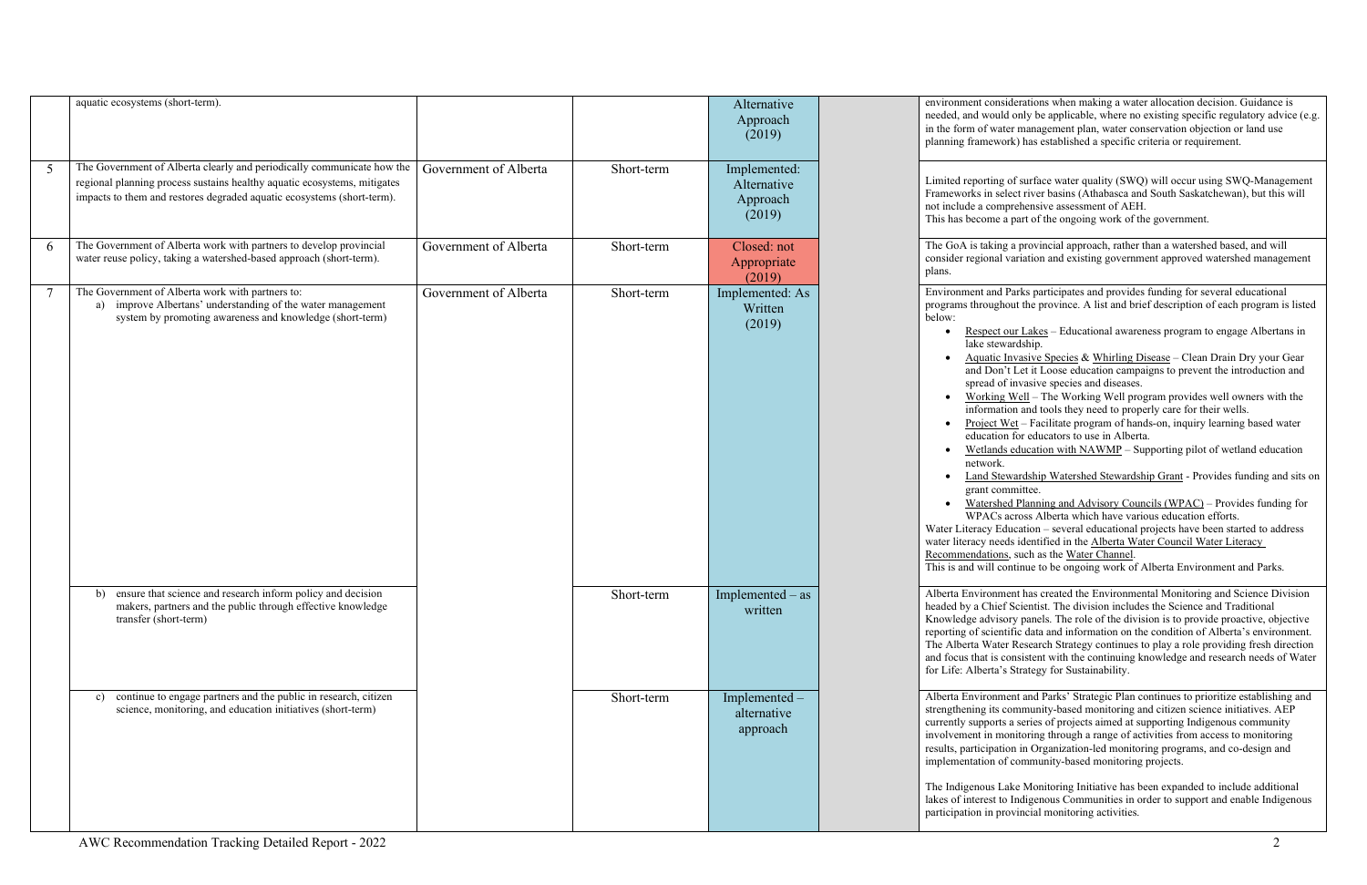| | | | | | | |
|---|---|---|---|---|---|---|
| | aquatic ecosystems (short-term). | | | Alternative Approach (2019) | | environment considerations when making a water allocation decision. Guidance is needed, and would only be applicable, where no existing specific regulatory advice (e.g. in the form of water management plan, water conservation objection or land use planning framework) has established a specific criteria or requirement. |
| 5 | The Government of Alberta clearly and periodically communicate how the regional planning process sustains healthy aquatic ecosystems, mitigates impacts to them and restores degraded aquatic ecosystems (short-term). | Government of Alberta | Short-term | Implemented: Alternative Approach (2019) | | Limited reporting of surface water quality (SWQ) will occur using SWQ-Management Frameworks in select river basins (Athabasca and South Saskatchewan), but this will not include a comprehensive assessment of AEH.<br>This has become a part of the ongoing work of the government. |
| 6 | The Government of Alberta work with partners to develop provincial water reuse policy, taking a watershed-based approach (short-term). | Government of Alberta | Short-term | Closed: not Appropriate (2019) | | The GoA is taking a provincial approach, rather than a watershed based, and will consider regional variation and existing government approved watershed management plans. |
| 7 | The Government of Alberta work with partners to:<br>a) improve Albertans' understanding of the water management system by promoting awareness and knowledge (short-term) | Government of Alberta | Short-term | Implemented: As Written (2019) | | Environment and Parks participates and provides funding for several educational programs throughout the province. A list and brief description of each program is listed below:<br>• Respect our Lakes – Educational awareness program to engage Albertans in lake stewardship.<br>• Aquatic Invasive Species & Whirling Disease – Clean Drain Dry your Gear and Don't Let it Loose education campaigns to prevent the introduction and spread of invasive species and diseases.<br>• Working Well – The Working Well program provides well owners with the information and tools they need to properly care for their wells.<br>• Project Wet – Facilitate program of hands-on, inquiry learning based water education for educators to use in Alberta.<br>• Wetlands education with NAWMP – Supporting pilot of wetland education network.<br>• Land Stewardship Watershed Stewardship Grant - Provides funding and sits on grant committee.<br>• Watershed Planning and Advisory Councils (WPAC) – Provides funding for WPACs across Alberta which have various education efforts.<br>Water Literacy Education – several educational projects have been started to address water literacy needs identified in the Alberta Water Council Water Literacy Recommendations, such as the Water Channel.<br>This is and will continue to be ongoing work of Alberta Environment and Parks. |
| | b) ensure that science and research inform policy and decision makers, partners and the public through effective knowledge transfer (short-term) | | Short-term | Implemented – as written | | Alberta Environment has created the Environmental Monitoring and Science Division headed by a Chief Scientist. The division includes the Science and Traditional Knowledge advisory panels. The role of the division is to provide proactive, objective reporting of scientific data and information on the condition of Alberta's environment. The Alberta Water Research Strategy continues to play a role providing fresh direction and focus that is consistent with the continuing knowledge and research needs of Water for Life: Alberta's Strategy for Sustainability. |
| | c) continue to engage partners and the public in research, citizen science, monitoring, and education initiatives (short-term) | | Short-term | Implemented – alternative approach | | Alberta Environment and Parks' Strategic Plan continues to prioritize establishing and strengthening its community-based monitoring and citizen science initiatives. AEP currently supports a series of projects aimed at supporting Indigenous community involvement in monitoring through a range of activities from access to monitoring results, participation in Organization-led monitoring programs, and co-design and implementation of community-based monitoring projects.<br><br>The Indigenous Lake Monitoring Initiative has been expanded to include additional lakes of interest to Indigenous Communities in order to support and enable Indigenous participation in provincial monitoring activities. |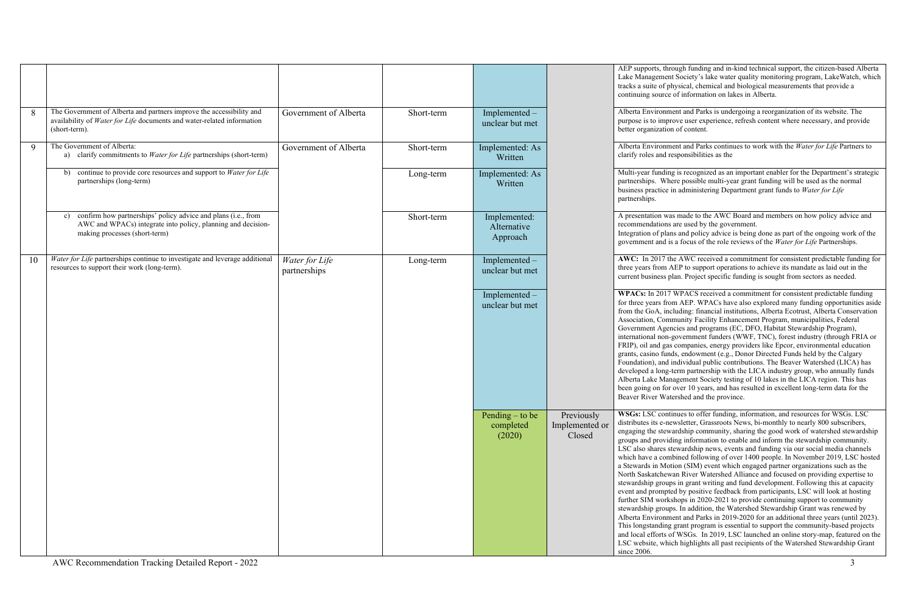| | | | | | |
|---|---|---|---|---|---|
| | | | | | AEP supports, through funding and in-kind technical support, the citizen-based Alberta Lake Management Society's lake water quality monitoring program, LakeWatch, which tracks a suite of physical, chemical and biological measurements that provide a continuing source of information on lakes in Alberta. |
| 8 | The Government of Alberta and partners improve the accessibility and availability of *Water for Life* documents and water-related information (short-term). | Government of Alberta | Short-term | Implemented – unclear but met | | Alberta Environment and Parks is undergoing a reorganization of its website. The purpose is to improve user experience, refresh content where necessary, and provide better organization of content. |
| 9 | The Government of Alberta: a) clarify commitments to *Water for Life* partnerships (short-term) | Government of Alberta | Short-term | Implemented: As Written | | Alberta Environment and Parks continues to work with the *Water for Life* Partners to clarify roles and responsibilities as the |
| | b) continue to provide core resources and support to *Water for Life* partnerships (long-term) | | Long-term | Implemented: As Written | | Multi-year funding is recognized as an important enabler for the Department's strategic partnerships. Where possible multi-year grant funding will be used as the normal business practice in administering Department grant funds to *Water for Life* partnerships. |
| | c) confirm how partnerships' policy advice and plans (i.e., from AWC and WPACs) integrate into policy, planning and decision-making processes (short-term) | | Short-term | Implemented: Alternative Approach | | A presentation was made to the AWC Board and members on how policy advice and recommendations are used by the government.<br>Integration of plans and policy advice is being done as part of the ongoing work of the government and is a focus of the role reviews of the *Water for Life* Partnerships. |
| 10 | *Water for Life* partnerships continue to investigate and leverage additional resources to support their work (long-term). | *Water for Life* partnerships | Long-term | Implemented – unclear but met | | **AWC:** In 2017 the AWC received a commitment for consistent predictable funding for three years from AEP to support operations to achieve its mandate as laid out in the current business plan. Project specific funding is sought from sectors as needed. |
| | | | | Implemented – unclear but met | | **WPACs:** In 2017 WPACS received a commitment for consistent predictable funding for three years from AEP. WPACs have also explored many funding opportunities aside from the GoA, including: financial institutions, Alberta Ecotrust, Alberta Conservation Association, Community Facility Enhancement Program, municipalities, Federal Government Agencies and programs (EC, DFO, Habitat Stewardship Program), international non-government funders (WWF, TNC), forest industry (through FRIA or FRIP), oil and gas companies, energy providers like Epcor, environmental education grants, casino funds, endowment (e.g., Donor Directed Funds held by the Calgary Foundation), and individual public contributions. The Beaver Watershed (LICA) has developed a long-term partnership with the LICA industry group, who annually funds Alberta Lake Management Society testing of 10 lakes in the LICA region. This has been going on for over 10 years, and has resulted in excellent long-term data for the Beaver River Watershed and the province. |
| | | | | Pending – to be completed (2020) | Previously Implemented or Closed | **WSGs:** LSC continues to offer funding, information, and resources for WSGs. LSC distributes its e-newsletter, Grassroots News, bi-monthly to nearly 800 subscribers, engaging the stewardship community, sharing the good work of watershed stewardship groups and providing information to enable and inform the stewardship community. LSC also shares stewardship news, events and funding via our social media channels which have a combined following of over 1400 people. In November 2019, LSC hosted a Stewards in Motion (SIM) event which engaged partner organizations such as the North Saskatchewan River Watershed Alliance and focused on providing expertise to stewardship groups in grant writing and fund development. Following this at capacity event and prompted by positive feedback from participants, LSC will look at hosting further SIM workshops in 2020-2021 to provide continuing support to community stewardship groups. In addition, the Watershed Stewardship Grant was renewed by Alberta Environment and Parks in 2019-2020 for an additional three years (until 2023). This longstanding grant program is essential to support the community-based projects and local efforts of WSGs. In 2019, LSC launched an online story-map, featured on the LSC website, which highlights all past recipients of the Watershed Stewardship Grant since 2006. |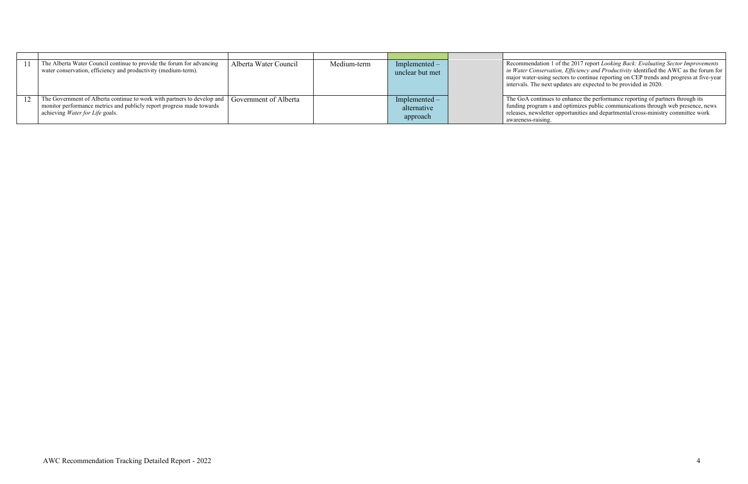| | | | | | | |
|---|---|---|---|---|---|---|
| 11 | The Alberta Water Council continue to provide the forum for advancing water conservation, efficiency and productivity (medium-term). | Alberta Water Council | Medium-term | Implemented – unclear but met | | Recommendation 1 of the 2017 report *Looking Back: Evaluating Sector Improvements in Water Conservation, Efficiency and Productivity* identified the AWC as the forum for major water-using sectors to continue reporting on CEP trends and progress at five-year intervals. The next updates are expected to be provided in 2020. |
| 12 | The Government of Alberta continue to work with partners to develop and monitor performance metrics and publicly report progress made towards achieving *Water for Life* goals. | Government of Alberta | | Implemented – alternative approach | | The GoA continues to enhance the performance reporting of partners through its funding program s and optimizes public communications through web presence, news releases, newsletter opportunities and departmental/cross-ministry committee work awareness-raising. |